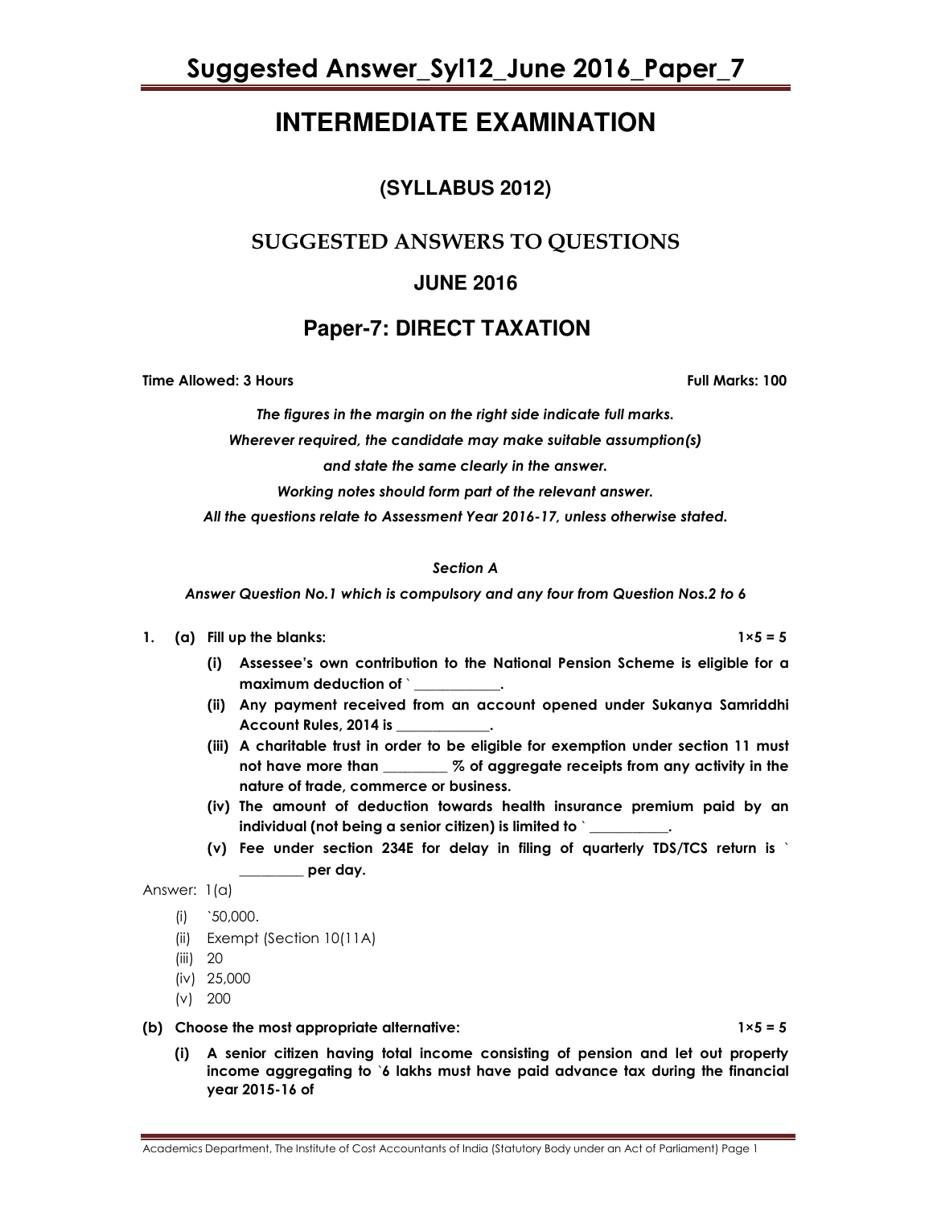# INTERMEDIATE EXAMINATION

## (SYLLABUS 2012)

## SUGGESTED ANSWERS TO QUESTIONS

## JUNE 2016

## Paper-7: DIRECT TAXATION

**Time Allowed: 3 Hours** **Full Marks: 100**

***The figures in the margin on the right side indicate full marks.***

***Wherever required, the candidate may make suitable assumption(s) and state the same clearly in the answer.***

***Working notes should form part of the relevant answer.***

***All the questions relate to Assessment Year 2016-17, unless otherwise stated.***

***Section A***

***Answer Question No.1 which is compulsory and any four from Question Nos.2 to 6***

**1. (a) Fill up the blanks:** **1×5 = 5**

**(i) Assessee's own contribution to the National Pension Scheme is eligible for a maximum deduction of ` ____________.**

**(ii) Any payment received from an account opened under Sukanya Samriddhi Account Rules, 2014 is _____________.**

**(iii) A charitable trust in order to be eligible for exemption under section 11 must not have more than _________ % of aggregate receipts from any activity in the nature of trade, commerce or business.**

**(iv) The amount of deduction towards health insurance premium paid by an individual (not being a senior citizen) is limited to ` ___________.**

**(v) Fee under section 234E for delay in filing of quarterly TDS/TCS return is ` _________ per day.**

Answer: 1(a)

(i) `50,000.

(ii) Exempt (Section 10(11A)

(iii) 20

(iv) 25,000

(v) 200

**(b) Choose the most appropriate alternative:** **1×5 = 5**

**(i) A senior citizen having total income consisting of pension and let out property income aggregating to `6 lakhs must have paid advance tax during the financial year 2015-16 of**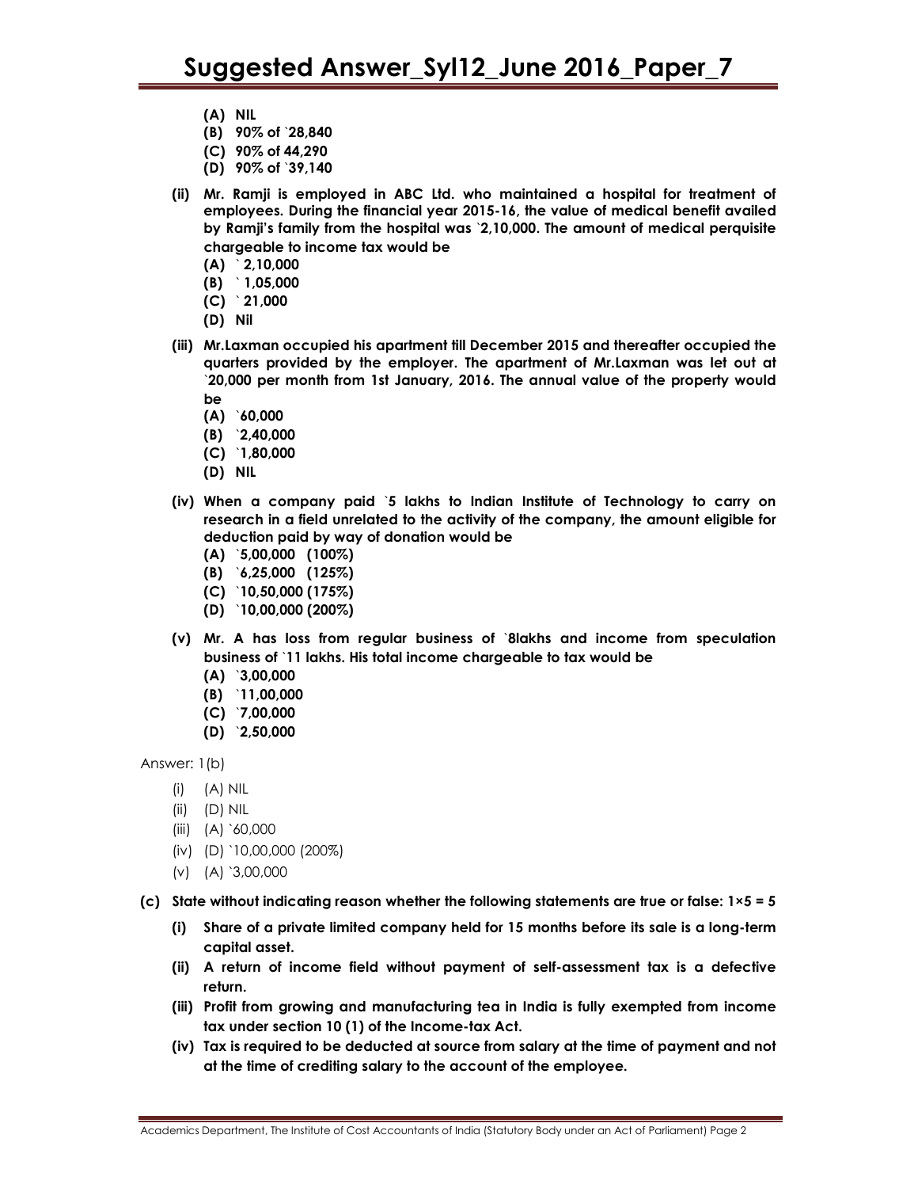- **(A) NIL**
- **(B) 90% of `28,840**
- **(C) 90% of 44,290**
- **(D) 90% of `39,140**

**(ii) Mr. Ramji is employed in ABC Ltd. who maintained a hospital for treatment of employees. During the financial year 2015-16, the value of medical benefit availed by Ramji's family from the hospital was `2,10,000. The amount of medical perquisite chargeable to income tax would be**

- **(A) ` 2,10,000**
- **(B) ` 1,05,000**
- **(C) ` 21,000**
- **(D) Nil**

**(iii) Mr.Laxman occupied his apartment till December 2015 and thereafter occupied the quarters provided by the employer. The apartment of Mr.Laxman was let out at `20,000 per month from 1st January, 2016. The annual value of the property would be**

- **(A) `60,000**
- **(B) `2,40,000**
- **(C) `1,80,000**
- **(D) NIL**

**(iv) When a company paid `5 lakhs to Indian Institute of Technology to carry on research in a field unrelated to the activity of the company, the amount eligible for deduction paid by way of donation would be**

- **(A) `5,00,000 (100%)**
- **(B) `6,25,000 (125%)**
- **(C) `10,50,000 (175%)**
- **(D) `10,00,000 (200%)**

**(v) Mr. A has loss from regular business of `8lakhs and income from speculation business of `11 lakhs. His total income chargeable to tax would be**

- **(A) `3,00,000**
- **(B) `11,00,000**
- **(C) `7,00,000**
- **(D) `2,50,000**

Answer: 1(b)

- (i) (A) NIL
- (ii) (D) NIL
- (iii) (A) `60,000
- (iv) (D) `10,00,000 (200%)
- (v) (A) `3,00,000

**(c) State without indicating reason whether the following statements are true or false: 1×5 = 5**

**(i) Share of a private limited company held for 15 months before its sale is a long-term capital asset.**

**(ii) A return of income field without payment of self-assessment tax is a defective return.**

**(iii) Profit from growing and manufacturing tea in India is fully exempted from income tax under section 10 (1) of the Income-tax Act.**

**(iv) Tax is required to be deducted at source from salary at the time of payment and not at the time of crediting salary to the account of the employee.**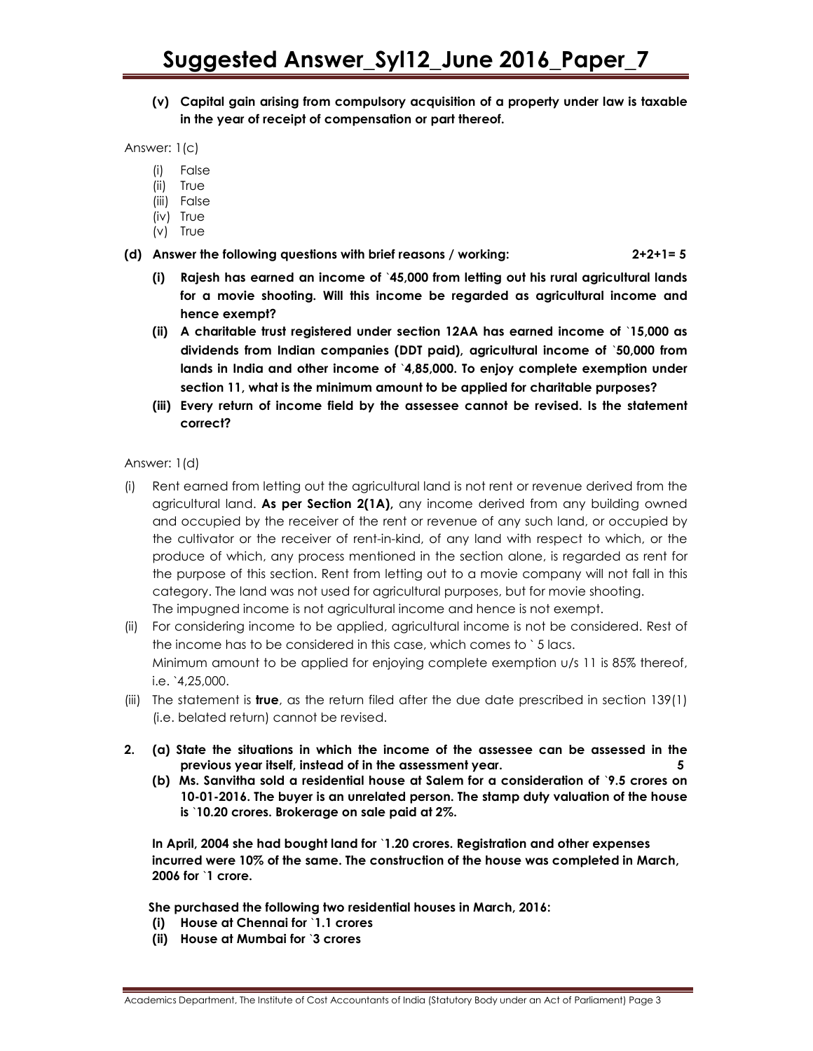**(v) Capital gain arising from compulsory acquisition of a property under law is taxable in the year of receipt of compensation or part thereof.**

Answer: 1(c)

- (i) False
- (ii) True
- (iii) False
- (iv) True
- (v) True

**(d) Answer the following questions with brief reasons / working: 2+2+1= 5**

**(i) Rajesh has earned an income of `45,000 from letting out his rural agricultural lands for a movie shooting. Will this income be regarded as agricultural income and hence exempt?**

**(ii) A charitable trust registered under section 12AA has earned income of `15,000 as dividends from Indian companies (DDT paid), agricultural income of `50,000 from lands in India and other income of `4,85,000. To enjoy complete exemption under section 11, what is the minimum amount to be applied for charitable purposes?**

**(iii) Every return of income field by the assessee cannot be revised. Is the statement correct?**

Answer: 1(d)

(i) Rent earned from letting out the agricultural land is not rent or revenue derived from the agricultural land. **As per Section 2(1A),** any income derived from any building owned and occupied by the receiver of the rent or revenue of any such land, or occupied by the cultivator or the receiver of rent-in-kind, of any land with respect to which, or the produce of which, any process mentioned in the section alone, is regarded as rent for the purpose of this section. Rent from letting out to a movie company will not fall in this category. The land was not used for agricultural purposes, but for movie shooting.
The impugned income is not agricultural income and hence is not exempt.

(ii) For considering income to be applied, agricultural income is not be considered. Rest of the income has to be considered in this case, which comes to ` 5 lacs.
Minimum amount to be applied for enjoying complete exemption u/s 11 is 85% thereof, i.e. `4,25,000.

(iii) The statement is **true**, as the return filed after the due date prescribed in section 139(1) (i.e. belated return) cannot be revised.

**2. (a) State the situations in which the income of the assessee can be assessed in the previous year itself, instead of in the assessment year. 5**

**(b) Ms. Sanvitha sold a residential house at Salem for a consideration of `9.5 crores on 10-01-2016. The buyer is an unrelated person. The stamp duty valuation of the house is `10.20 crores. Brokerage on sale paid at 2%.**

**In April, 2004 she had bought land for `1.20 crores. Registration and other expenses incurred were 10% of the same. The construction of the house was completed in March, 2006 for `1 crore.**

**She purchased the following two residential houses in March, 2016:**

**(i) House at Chennai for `1.1 crores**

**(ii) House at Mumbai for `3 crores**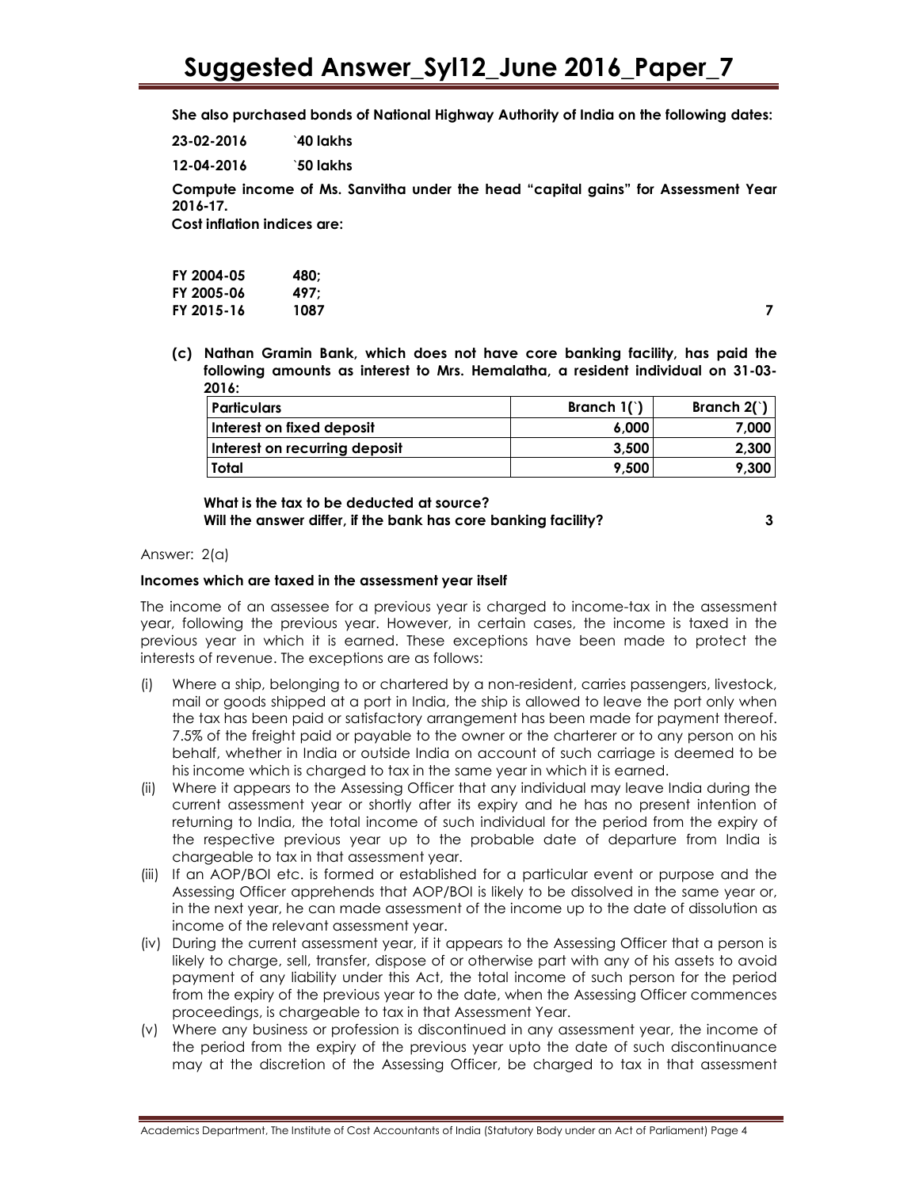**She also purchased bonds of National Highway Authority of India on the following dates:**

**23-02-2016 `40 lakhs**

**12-04-2016 `50 lakhs**

**Compute income of Ms. Sanvitha under the head "capital gains" for Assessment Year 2016-17.**

**Cost inflation indices are:**

**FY 2004-05 480;**
**FY 2005-06 497;**
**FY 2015-16 1087** **7**

**(c) Nathan Gramin Bank, which does not have core banking facility, has paid the following amounts as interest to Mrs. Hemalatha, a resident individual on 31-03-2016:**

| Particulars | Branch 1(`) | Branch 2(`) |
|---|---|---|
| Interest on fixed deposit | 6,000 | 7,000 |
| Interest on recurring deposit | 3,500 | 2,300 |
| Total | 9,500 | 9,300 |

**What is the tax to be deducted at source?**
**Will the answer differ, if the bank has core banking facility?** **3**

Answer: 2(a)

**Incomes which are taxed in the assessment year itself**

The income of an assessee for a previous year is charged to income-tax in the assessment year, following the previous year. However, in certain cases, the income is taxed in the previous year in which it is earned. These exceptions have been made to protect the interests of revenue. The exceptions are as follows:

(i) Where a ship, belonging to or chartered by a non-resident, carries passengers, livestock, mail or goods shipped at a port in India, the ship is allowed to leave the port only when the tax has been paid or satisfactory arrangement has been made for payment thereof. 7.5% of the freight paid or payable to the owner or the charterer or to any person on his behalf, whether in India or outside India on account of such carriage is deemed to be his income which is charged to tax in the same year in which it is earned.

(ii) Where it appears to the Assessing Officer that any individual may leave India during the current assessment year or shortly after its expiry and he has no present intention of returning to India, the total income of such individual for the period from the expiry of the respective previous year up to the probable date of departure from India is chargeable to tax in that assessment year.

(iii) If an AOP/BOI etc. is formed or established for a particular event or purpose and the Assessing Officer apprehends that AOP/BOI is likely to be dissolved in the same year or, in the next year, he can made assessment of the income up to the date of dissolution as income of the relevant assessment year.

(iv) During the current assessment year, if it appears to the Assessing Officer that a person is likely to charge, sell, transfer, dispose of or otherwise part with any of his assets to avoid payment of any liability under this Act, the total income of such person for the period from the expiry of the previous year to the date, when the Assessing Officer commences proceedings, is chargeable to tax in that Assessment Year.

(v) Where any business or profession is discontinued in any assessment year, the income of the period from the expiry of the previous year upto the date of such discontinuance may at the discretion of the Assessing Officer, be charged to tax in that assessment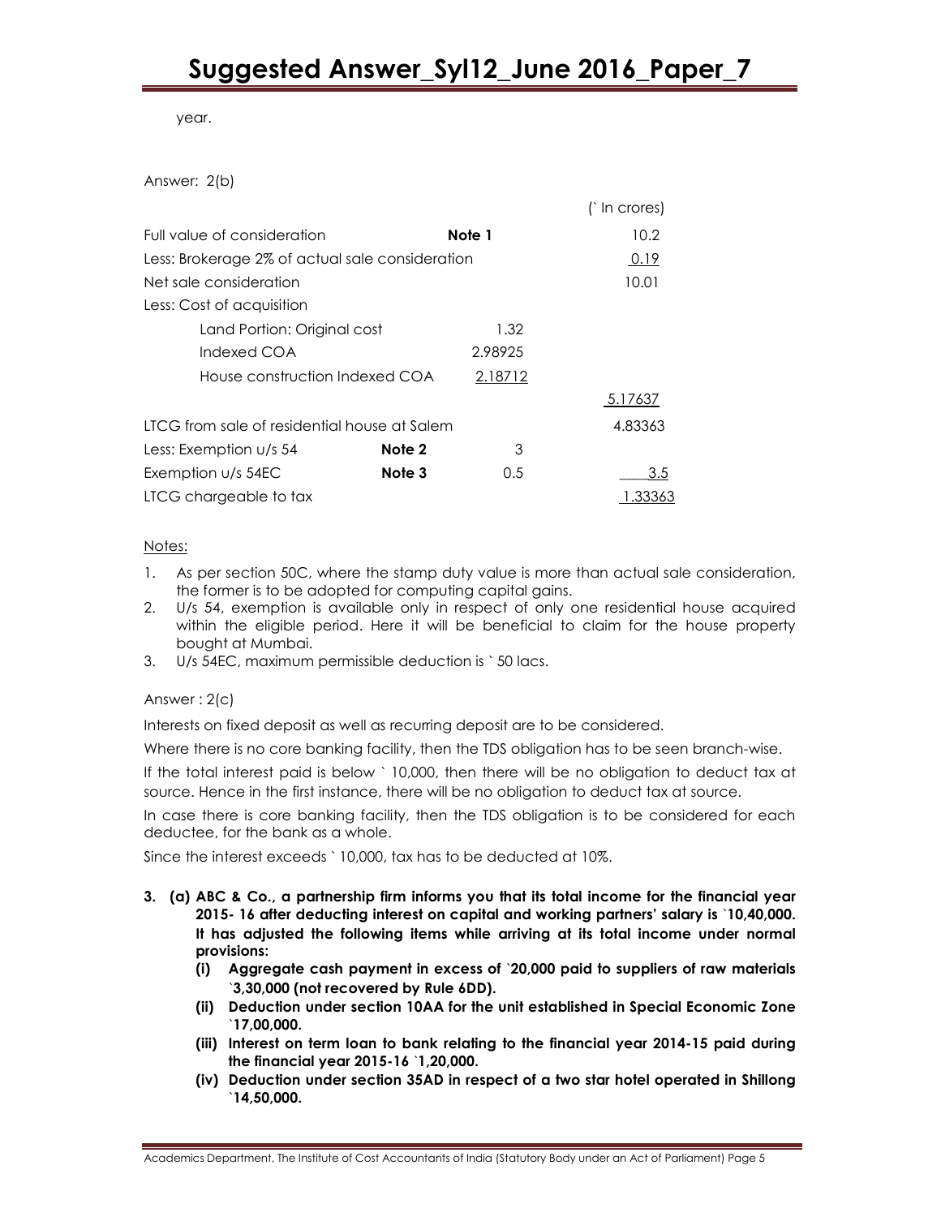year.

Answer: 2(b)

| | | | (` In crores) |
|---|---|---|---|
| Full value of consideration | **Note 1** | | 10.2 |
| Less: Brokerage 2% of actual sale consideration | | | 0.19 |
| Net sale consideration | | | 10.01 |
| Less: Cost of acquisition | | | |
| Land Portion: Original cost | | 1.32 | |
| Indexed COA | | 2.98925 | |
| House construction Indexed COA | | 2.18712 | |
| | | | 5.17637 |
| LTCG from sale of residential house at Salem | | | 4.83363 |
| Less: Exemption u/s 54 | **Note 2** | 3 | |
| Exemption u/s 54EC | **Note 3** | 0.5 | 3.5 |
| LTCG chargeable to tax | | | 1.33363 |

Notes:

1. As per section 50C, where the stamp duty value is more than actual sale consideration, the former is to be adopted for computing capital gains.
2. U/s 54, exemption is available only in respect of only one residential house acquired within the eligible period. Here it will be beneficial to claim for the house property bought at Mumbai.
3. U/s 54EC, maximum permissible deduction is ` 50 lacs.

Answer : 2(c)

Interests on fixed deposit as well as recurring deposit are to be considered.

Where there is no core banking facility, then the TDS obligation has to be seen branch-wise.

If the total interest paid is below ` 10,000, then there will be no obligation to deduct tax at source. Hence in the first instance, there will be no obligation to deduct tax at source.

In case there is core banking facility, then the TDS obligation is to be considered for each deductee, for the bank as a whole.

Since the interest exceeds ` 10,000, tax has to be deducted at 10%.

**3. (a) ABC & Co., a partnership firm informs you that its total income for the financial year 2015- 16 after deducting interest on capital and working partners' salary is `10,40,000. It has adjusted the following items while arriving at its total income under normal provisions:**

**(i) Aggregate cash payment in excess of `20,000 paid to suppliers of raw materials `3,30,000 (not recovered by Rule 6DD).**

**(ii) Deduction under section 10AA for the unit established in Special Economic Zone `17,00,000.**

**(iii) Interest on term loan to bank relating to the financial year 2014-15 paid during the financial year 2015-16 `1,20,000.**

**(iv) Deduction under section 35AD in respect of a two star hotel operated in Shillong `14,50,000.**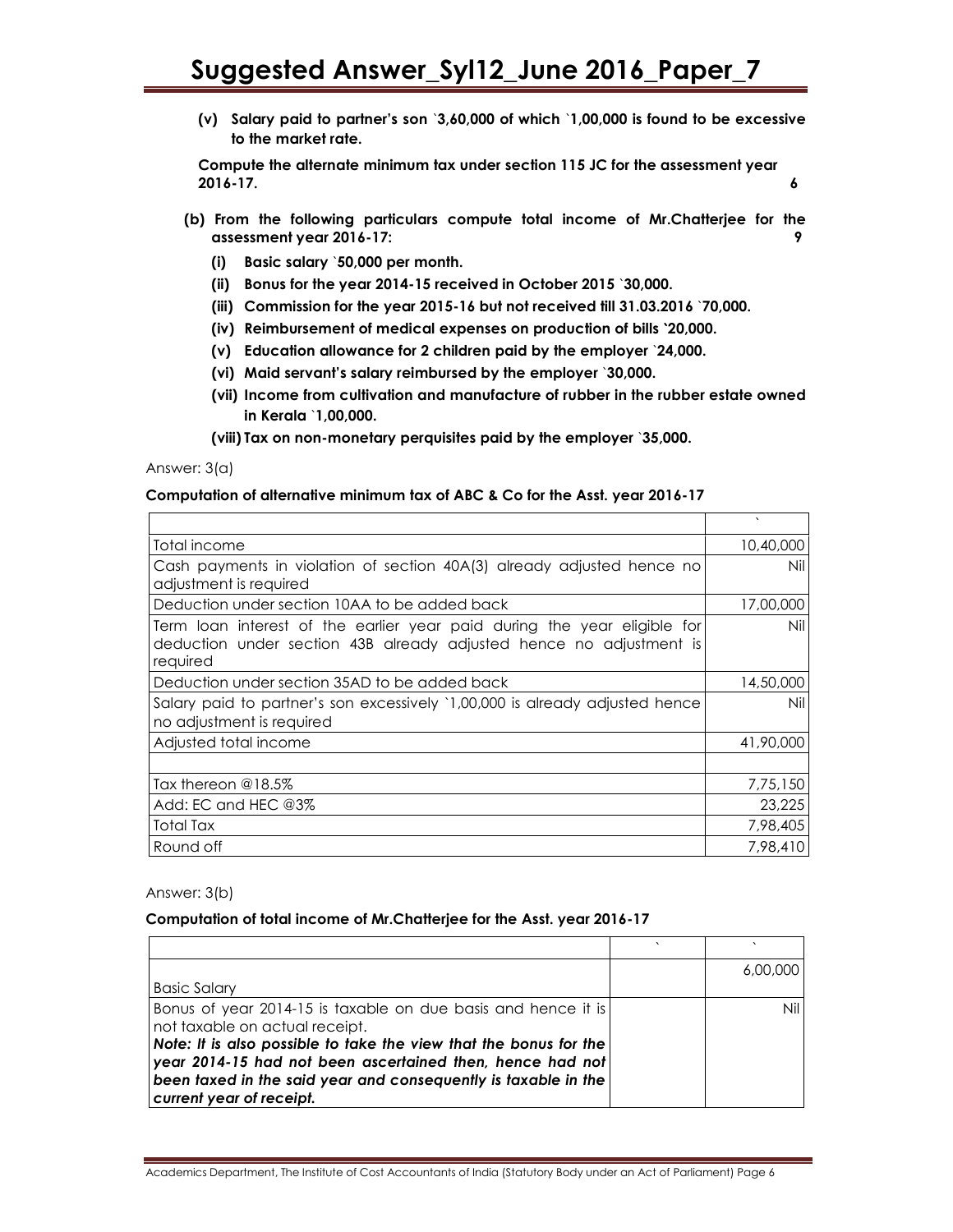(v) **Salary paid to partner's son `3,60,000 of which `1,00,000 is found to be excessive to the market rate.**

**Compute the alternate minimum tax under section 115 JC for the assessment year 2016-17.** **6**

**(b) From the following particulars compute total income of Mr.Chatterjee for the assessment year 2016-17:** **9**

- **(i) Basic salary `50,000 per month.**
- **(ii) Bonus for the year 2014-15 received in October 2015 `30,000.**
- **(iii) Commission for the year 2015-16 but not received till 31.03.2016 `70,000.**
- **(iv) Reimbursement of medical expenses on production of bills '20,000.**
- **(v) Education allowance for 2 children paid by the employer `24,000.**
- **(vi) Maid servant's salary reimbursed by the employer `30,000.**
- **(vii) Income from cultivation and manufacture of rubber in the rubber estate owned in Kerala `1,00,000.**
- **(viii) Tax on non-monetary perquisites paid by the employer `35,000.**

Answer: 3(a)

**Computation of alternative minimum tax of ABC & Co for the Asst. year 2016-17**

| | ` |
|---|---|
| Total income | 10,40,000 |
| Cash payments in violation of section 40A(3) already adjusted hence no adjustment is required | Nil |
| Deduction under section 10AA to be added back | 17,00,000 |
| Term loan interest of the earlier year paid during the year eligible for deduction under section 43B already adjusted hence no adjustment is required | Nil |
| Deduction under section 35AD to be added back | 14,50,000 |
| Salary paid to partner's son excessively `1,00,000 is already adjusted hence no adjustment is required | Nil |
| Adjusted total income | 41,90,000 |
| | |
| Tax thereon @18.5% | 7,75,150 |
| Add: EC and HEC @3% | 23,225 |
| Total Tax | 7,98,405 |
| Round off | 7,98,410 |

Answer: 3(b)

**Computation of total income of Mr.Chatterjee for the Asst. year 2016-17**

| | ` | ` |
|---|---|---|
| Basic Salary | | 6,00,000 |
| Bonus of year 2014-15 is taxable on due basis and hence it is not taxable on actual receipt.<br>***Note: It is also possible to take the view that the bonus for the year 2014-15 had not been ascertained then, hence had not been taxed in the said year and consequently is taxable in the current year of receipt.*** | | Nil |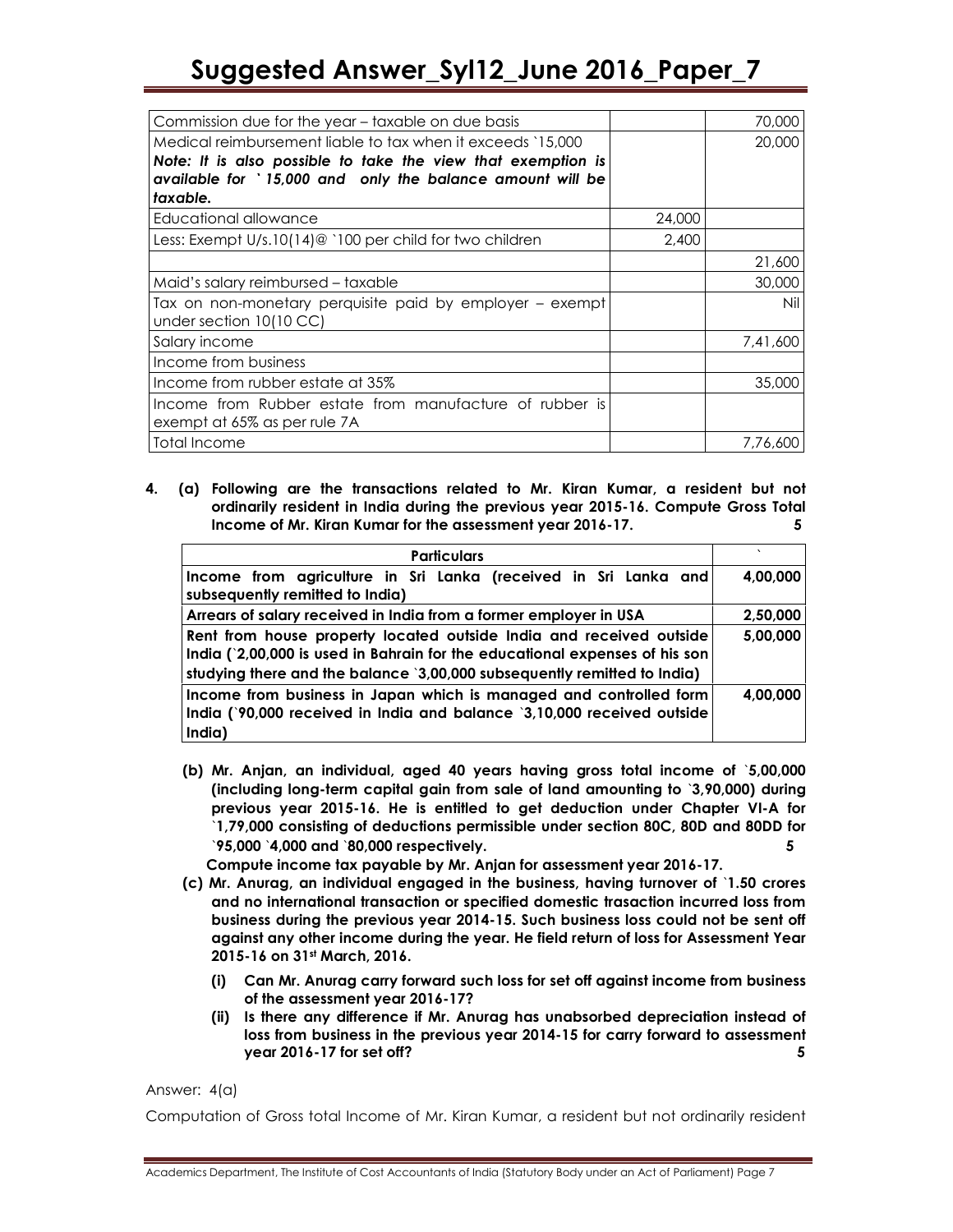| | | |
|---|---|---|
| Commission due for the year – taxable on due basis | | 70,000 |
| Medical reimbursement liable to tax when it exceeds `15,000 ***Note: It is also possible to take the view that exemption is available for ` 15,000 and only the balance amount will be taxable.*** | | 20,000 |
| Educational allowance | 24,000 | |
| Less: Exempt U/s.10(14)@ `100 per child for two children | 2,400 | |
| | | 21,600 |
| Maid's salary reimbursed – taxable | | 30,000 |
| Tax on non-monetary perquisite paid by employer – exempt under section 10(10 CC) | | Nil |
| Salary income | | 7,41,600 |
| Income from business | | |
| Income from rubber estate at 35% | | 35,000 |
| Income from Rubber estate from manufacture of rubber is exempt at 65% as per rule 7A | | |
| Total Income | | 7,76,600 |

**4. (a) Following are the transactions related to Mr. Kiran Kumar, a resident but not ordinarily resident in India during the previous year 2015-16. Compute Gross Total Income of Mr. Kiran Kumar for the assessment year 2016-17. 5**

| Particulars | ` |
|---|---|
| **Income from agriculture in Sri Lanka (received in Sri Lanka and subsequently remitted to India)** | **4,00,000** |
| **Arrears of salary received in India from a former employer in USA** | **2,50,000** |
| **Rent from house property located outside India and received outside India (`2,00,000 is used in Bahrain for the educational expenses of his son studying there and the balance `3,00,000 subsequently remitted to India)** | **5,00,000** |
| **Income from business in Japan which is managed and controlled form India (`90,000 received in India and balance `3,10,000 received outside India)** | **4,00,000** |

**(b) Mr. Anjan, an individual, aged 40 years having gross total income of `5,00,000 (including long-term capital gain from sale of land amounting to `3,90,000) during previous year 2015-16. He is entitled to get deduction under Chapter VI-A for `1,79,000 consisting of deductions permissible under section 80C, 80D and 80DD for `95,000 `4,000 and `80,000 respectively. 5**

**Compute income tax payable by Mr. Anjan for assessment year 2016-17.**

**(c) Mr. Anurag, an individual engaged in the business, having turnover of `1.50 crores and no international transaction or specified domestic trasaction incurred loss from business during the previous year 2014-15. Such business loss could not be sent off against any other income during the year. He field return of loss for Assessment Year 2015-16 on 31st March, 2016.**

**(i) Can Mr. Anurag carry forward such loss for set off against income from business of the assessment year 2016-17?**

**(ii) Is there any difference if Mr. Anurag has unabsorbed depreciation instead of loss from business in the previous year 2014-15 for carry forward to assessment year 2016-17 for set off? 5**

Answer: 4(a)

Computation of Gross total Income of Mr. Kiran Kumar, a resident but not ordinarily resident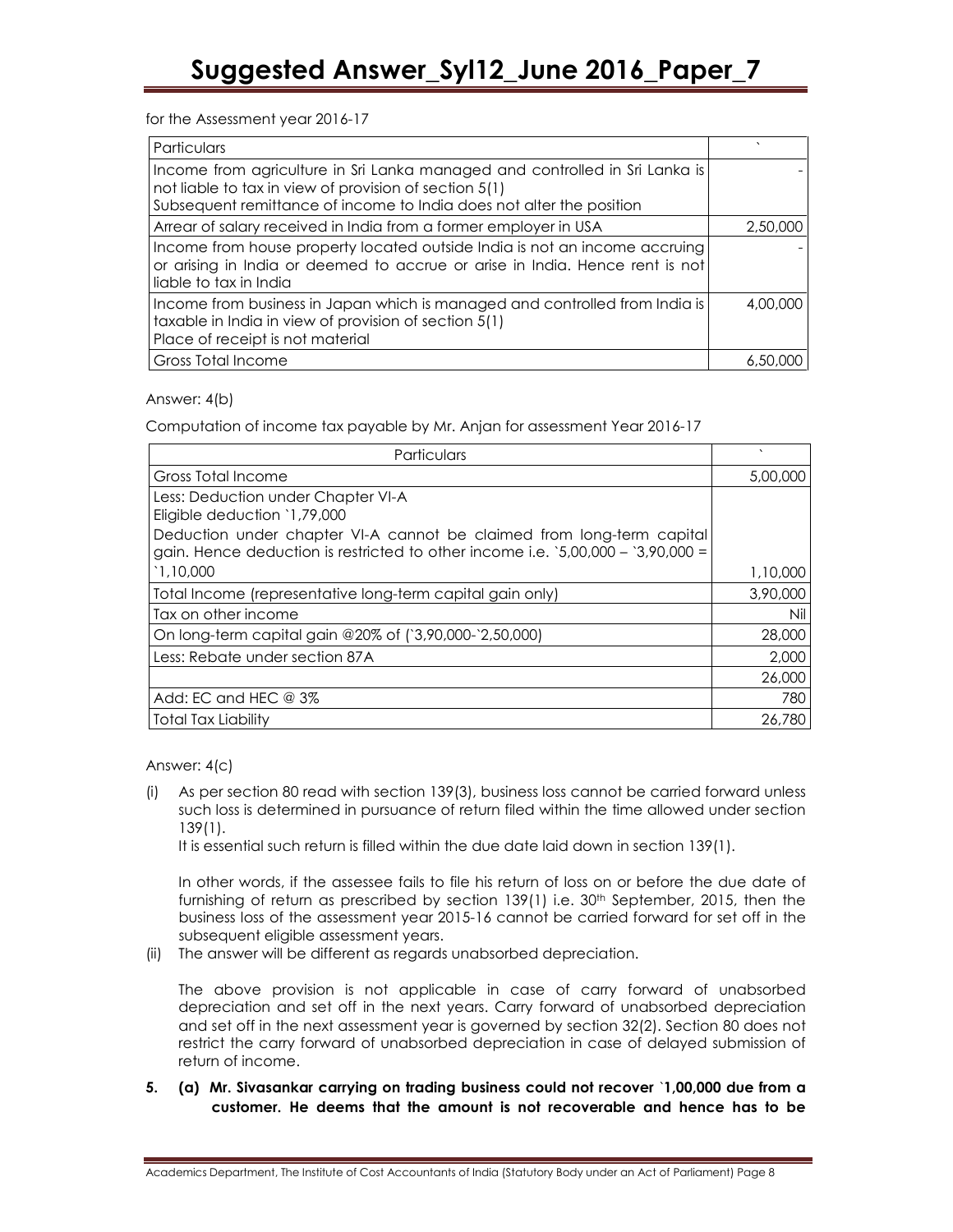for the Assessment year 2016-17

| Particulars | ` |
|---|---|
| Income from agriculture in Sri Lanka managed and controlled in Sri Lanka is not liable to tax in view of provision of section 5(1)<br>Subsequent remittance of income to India does not alter the position | - |
| Arrear of salary received in India from a former employer in USA | 2,50,000 |
| Income from house property located outside India is not an income accruing or arising in India or deemed to accrue or arise in India. Hence rent is not liable to tax in India | - |
| Income from business in Japan which is managed and controlled from India is taxable in India in view of provision of section 5(1)<br>Place of receipt is not material | 4,00,000 |
| Gross Total Income | 6,50,000 |

Answer: 4(b)

Computation of income tax payable by Mr. Anjan for assessment Year 2016-17

| Particulars | ` |
|---|---|
| Gross Total Income | 5,00,000 |
| Less: Deduction under Chapter VI-A<br>Eligible deduction `1,79,000<br>Deduction under chapter VI-A cannot be claimed from long-term capital gain. Hence deduction is restricted to other income i.e. `5,00,000 – `3,90,000 = `1,10,000 | 1,10,000 |
| Total Income (representative long-term capital gain only) | 3,90,000 |
| Tax on other income | Nil |
| On long-term capital gain @20% of (`3,90,000-`2,50,000) | 28,000 |
| Less: Rebate under section 87A | 2,000 |
| | 26,000 |
| Add: EC and HEC @ 3% | 780 |
| Total Tax Liability | 26,780 |

Answer: 4(c)

(i) As per section 80 read with section 139(3), business loss cannot be carried forward unless such loss is determined in pursuance of return filed within the time allowed under section 139(1).

It is essential such return is filled within the due date laid down in section 139(1).

In other words, if the assessee fails to file his return of loss on or before the due date of furnishing of return as prescribed by section 139(1) i.e. 30th September, 2015, then the business loss of the assessment year 2015-16 cannot be carried forward for set off in the subsequent eligible assessment years.

(ii) The answer will be different as regards unabsorbed depreciation.

The above provision is not applicable in case of carry forward of unabsorbed depreciation and set off in the next years. Carry forward of unabsorbed depreciation and set off in the next assessment year is governed by section 32(2). Section 80 does not restrict the carry forward of unabsorbed depreciation in case of delayed submission of return of income.

**5. (a) Mr. Sivasankar carrying on trading business could not recover `1,00,000 due from a customer. He deems that the amount is not recoverable and hence has to be**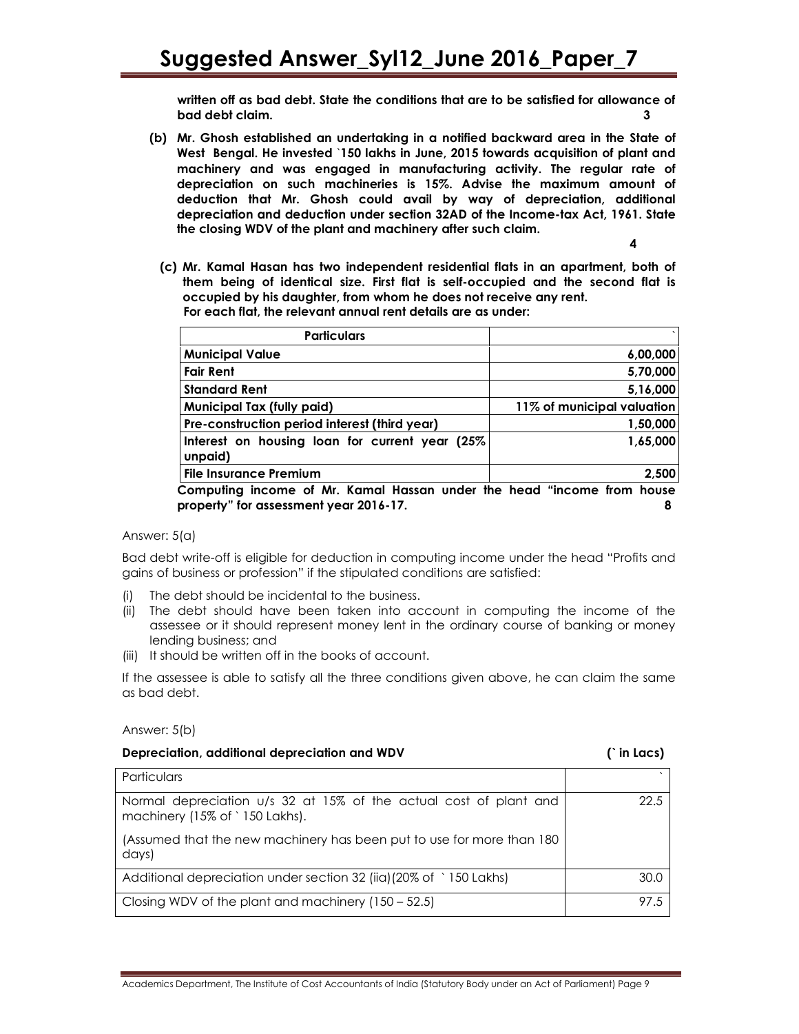written off as bad debt. State the conditions that are to be satisfied for allowance of bad debt claim. **3**

**(b) Mr. Ghosh established an undertaking in a notified backward area in the State of West Bengal. He invested `150 lakhs in June, 2015 towards acquisition of plant and machinery and was engaged in manufacturing activity. The regular rate of depreciation on such machineries is 15%. Advise the maximum amount of deduction that Mr. Ghosh could avail by way of depreciation, additional depreciation and deduction under section 32AD of the Income-tax Act, 1961. State the closing WDV of the plant and machinery after such claim.**

**4**

**(c) Mr. Kamal Hasan has two independent residential flats in an apartment, both of them being of identical size. First flat is self-occupied and the second flat is occupied by his daughter, from whom he does not receive any rent. For each flat, the relevant annual rent details are as under:**

| Particulars | ` |
|---|---|
| Municipal Value | 6,00,000 |
| Fair Rent | 5,70,000 |
| Standard Rent | 5,16,000 |
| Municipal Tax (fully paid) | 11% of municipal valuation |
| Pre-construction period interest (third year) | 1,50,000 |
| Interest on housing loan for current year (25% unpaid) | 1,65,000 |
| File Insurance Premium | 2,500 |

**Computing income of Mr. Kamal Hassan under the head "income from house property" for assessment year 2016-17. 8**

Answer: 5(a)

Bad debt write-off is eligible for deduction in computing income under the head "Profits and gains of business or profession" if the stipulated conditions are satisfied:

(i) The debt should be incidental to the business.
(ii) The debt should have been taken into account in computing the income of the assessee or it should represent money lent in the ordinary course of banking or money lending business; and
(iii) It should be written off in the books of account.

If the assessee is able to satisfy all the three conditions given above, he can claim the same as bad debt.

Answer: 5(b)

**Depreciation, additional depreciation and WDV** **(` in Lacs)**

| Particulars | ` |
|---|---|
| Normal depreciation u/s 32 at 15% of the actual cost of plant and machinery (15% of ` 150 Lakhs).<br><br>(Assumed that the new machinery has been put to use for more than 180 days) | 22.5 |
| Additional depreciation under section 32 (iia)(20% of ` 150 Lakhs) | 30.0 |
| Closing WDV of the plant and machinery (150 – 52.5) | 97.5 |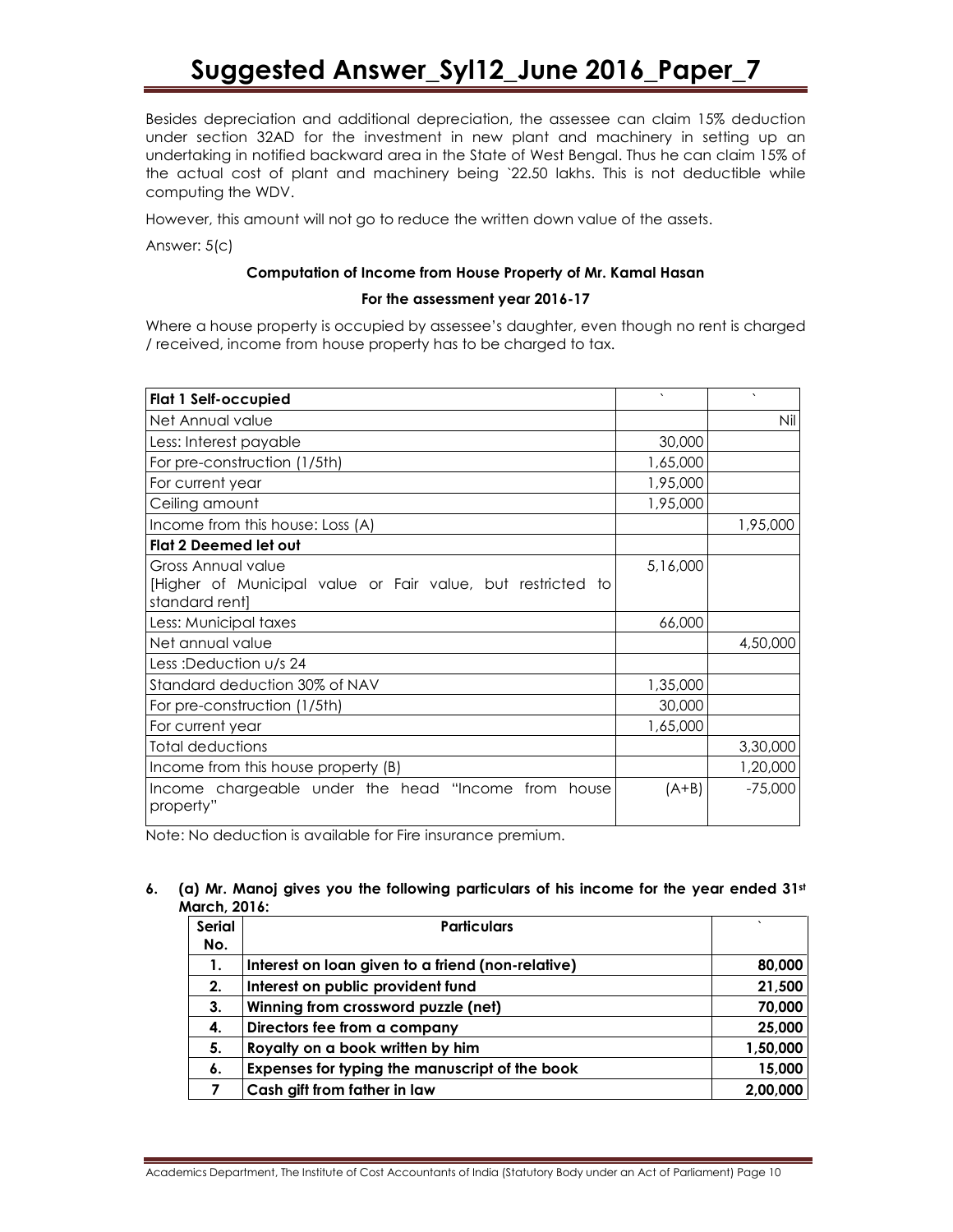Besides depreciation and additional depreciation, the assessee can claim 15% deduction under section 32AD for the investment in new plant and machinery in setting up an undertaking in notified backward area in the State of West Bengal. Thus he can claim 15% of the actual cost of plant and machinery being `22.50 lakhs. This is not deductible while computing the WDV.

However, this amount will not go to reduce the written down value of the assets.

Answer: 5(c)

**Computation of Income from House Property of Mr. Kamal Hasan**

**For the assessment year 2016-17**

Where a house property is occupied by assessee's daughter, even though no rent is charged / received, income from house property has to be charged to tax.

| **Flat 1 Self-occupied** | ` | ` |
|---|---|---|
| Net Annual value | | Nil |
| Less: Interest payable | 30,000 | |
| For pre-construction (1/5th) | 1,65,000 | |
| For current year | 1,95,000 | |
| Ceiling amount | 1,95,000 | |
| Income from this house: Loss (A) | | 1,95,000 |
| **Flat 2 Deemed let out** | | |
| Gross Annual value [Higher of Municipal value or Fair value, but restricted to standard rent] | 5,16,000 | |
| Less: Municipal taxes | 66,000 | |
| Net annual value | | 4,50,000 |
| Less :Deduction u/s 24 | | |
| Standard deduction 30% of NAV | 1,35,000 | |
| For pre-construction (1/5th) | 30,000 | |
| For current year | 1,65,000 | |
| Total deductions | | 3,30,000 |
| Income from this house property (B) | | 1,20,000 |
| Income chargeable under the head "Income from house property" | (A+B) | -75,000 |

Note: No deduction is available for Fire insurance premium.

**6. (a) Mr. Manoj gives you the following particulars of his income for the year ended 31st March, 2016:**

| **Serial No.** | **Particulars** | ` |
|---|---|---|
| **1.** | **Interest on loan given to a friend (non-relative)** | **80,000** |
| **2.** | **Interest on public provident fund** | **21,500** |
| **3.** | **Winning from crossword puzzle (net)** | **70,000** |
| **4.** | **Directors fee from a company** | **25,000** |
| **5.** | **Royalty on a book written by him** | **1,50,000** |
| **6.** | **Expenses for typing the manuscript of the book** | **15,000** |
| **7** | **Cash gift from father in law** | **2,00,000** |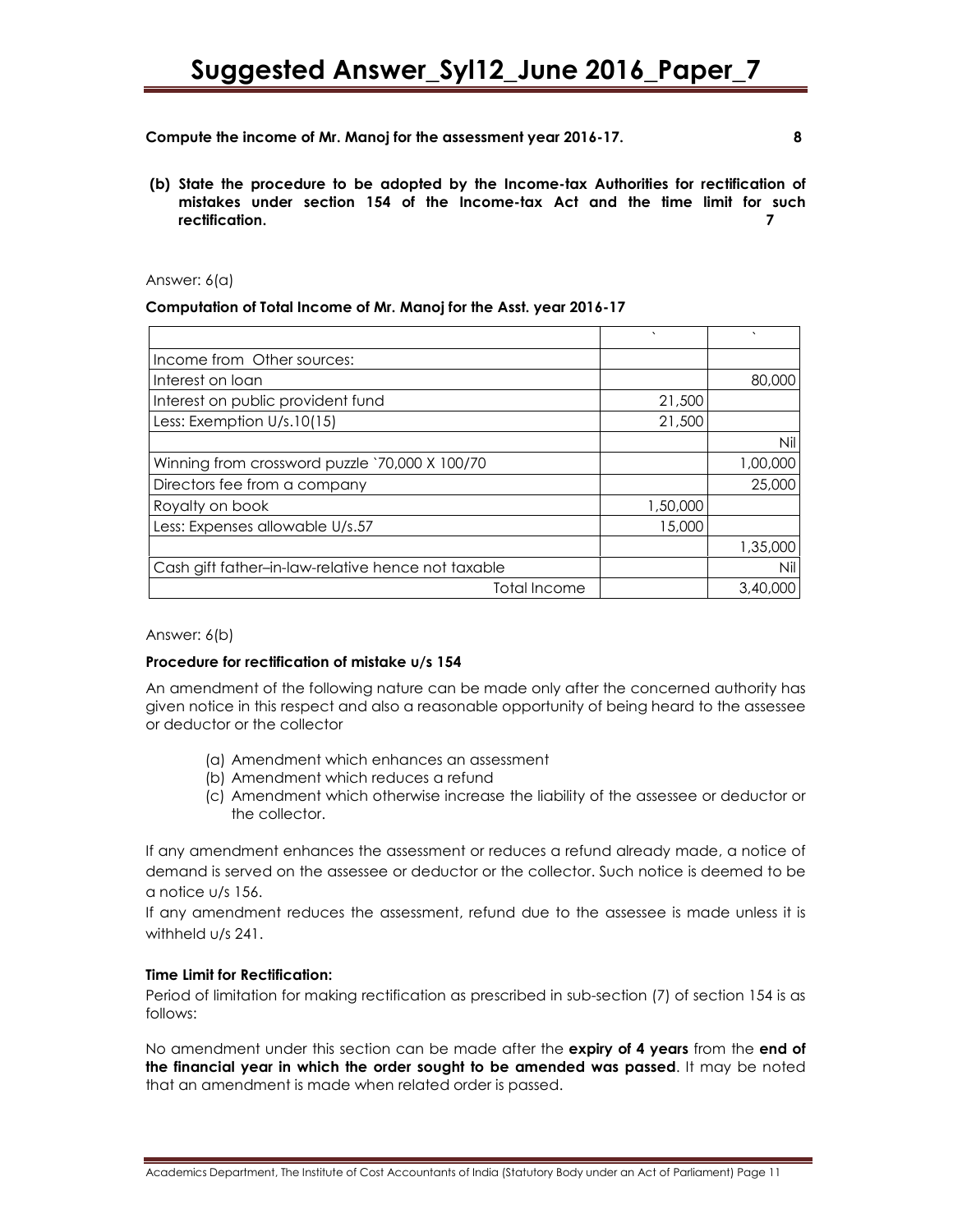**Compute the income of Mr. Manoj for the assessment year 2016-17. 8**

**(b) State the procedure to be adopted by the Income-tax Authorities for rectification of mistakes under section 154 of the Income-tax Act and the time limit for such rectification. 7**

Answer: 6(a)

**Computation of Total Income of Mr. Manoj for the Asst. year 2016-17**

| | ` | ` |
|---|---|---|
| Income from Other sources: | | |
| Interest on loan | | 80,000 |
| Interest on public provident fund | 21,500 | |
| Less: Exemption U/s.10(15) | 21,500 | |
| | | Nil |
| Winning from crossword puzzle `70,000 X 100/70 | | 1,00,000 |
| Directors fee from a company | | 25,000 |
| Royalty on book | 1,50,000 | |
| Less: Expenses allowable U/s.57 | 15,000 | |
| | | 1,35,000 |
| Cash gift father–in-law-relative hence not taxable | | Nil |
| Total Income | | 3,40,000 |

Answer: 6(b)

**Procedure for rectification of mistake u/s 154**

An amendment of the following nature can be made only after the concerned authority has given notice in this respect and also a reasonable opportunity of being heard to the assessee or deductor or the collector

(a) Amendment which enhances an assessment
(b) Amendment which reduces a refund
(c) Amendment which otherwise increase the liability of the assessee or deductor or the collector.

If any amendment enhances the assessment or reduces a refund already made, a notice of demand is served on the assessee or deductor or the collector. Such notice is deemed to be a notice u/s 156.

If any amendment reduces the assessment, refund due to the assessee is made unless it is withheld u/s 241.

**Time Limit for Rectification:**

Period of limitation for making rectification as prescribed in sub-section (7) of section 154 is as follows:

No amendment under this section can be made after the **expiry of 4 years** from the **end of the financial year in which the order sought to be amended was passed**. It may be noted that an amendment is made when related order is passed.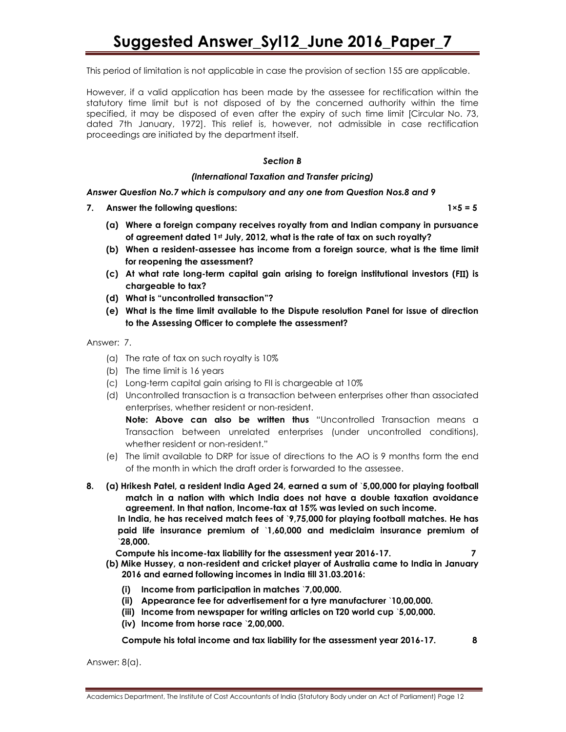This period of limitation is not applicable in case the provision of section 155 are applicable.

However, if a valid application has been made by the assessee for rectification within the statutory time limit but is not disposed of by the concerned authority within the time specified, it may be disposed of even after the expiry of such time limit [Circular No. 73, dated 7th January, 1972]. This relief is, however, not admissible in case rectification proceedings are initiated by the department itself.

### *Section B*

### *(International Taxation and Transfer pricing)*

***Answer Question No.7 which is compulsory and any one from Question Nos.8 and 9***

**7. Answer the following questions:** **1×5 = 5**

**(a) Where a foreign company receives royalty from and Indian company in pursuance of agreement dated 1st July, 2012, what is the rate of tax on such royalty?**

**(b) When a resident-assessee has income from a foreign source, what is the time limit for reopening the assessment?**

**(c) At what rate long-term capital gain arising to foreign institutional investors (FII) is chargeable to tax?**

**(d) What is "uncontrolled transaction"?**

**(e) What is the time limit available to the Dispute resolution Panel for issue of direction to the Assessing Officer to complete the assessment?**

Answer: 7.

(a) The rate of tax on such royalty is 10%

(b) The time limit is 16 years

(c) Long-term capital gain arising to FII is chargeable at 10%

(d) Uncontrolled transaction is a transaction between enterprises other than associated enterprises, whether resident or non-resident.

**Note: Above can also be written thus** "Uncontrolled Transaction means a Transaction between unrelated enterprises (under uncontrolled conditions), whether resident or non-resident."

(e) The limit available to DRP for issue of directions to the AO is 9 months form the end of the month in which the draft order is forwarded to the assessee.

**8. (a) Hrikesh Patel, a resident India Aged 24, earned a sum of `5,00,000 for playing football match in a nation with which India does not have a double taxation avoidance agreement. In that nation, Income-tax at 15% was levied on such income.**

**In India, he has received match fees of `9,75,000 for playing football matches. He has paid life insurance premium of `1,60,000 and mediclaim insurance premium of `28,000.**

**Compute his income-tax liability for the assessment year 2016-17.** **7**

**(b) Mike Hussey, a non-resident and cricket player of Australia came to India in January 2016 and earned following incomes in India till 31.03.2016:**

**(i) Income from participation in matches `7,00,000.**

**(ii) Appearance fee for advertisement for a tyre manufacturer `10,00,000.**

**(iii) Income from newspaper for writing articles on T20 world cup `5,00,000.**

**(iv) Income from horse race `2,00,000.**

**Compute his total income and tax liability for the assessment year 2016-17.** **8**

Answer: 8(a).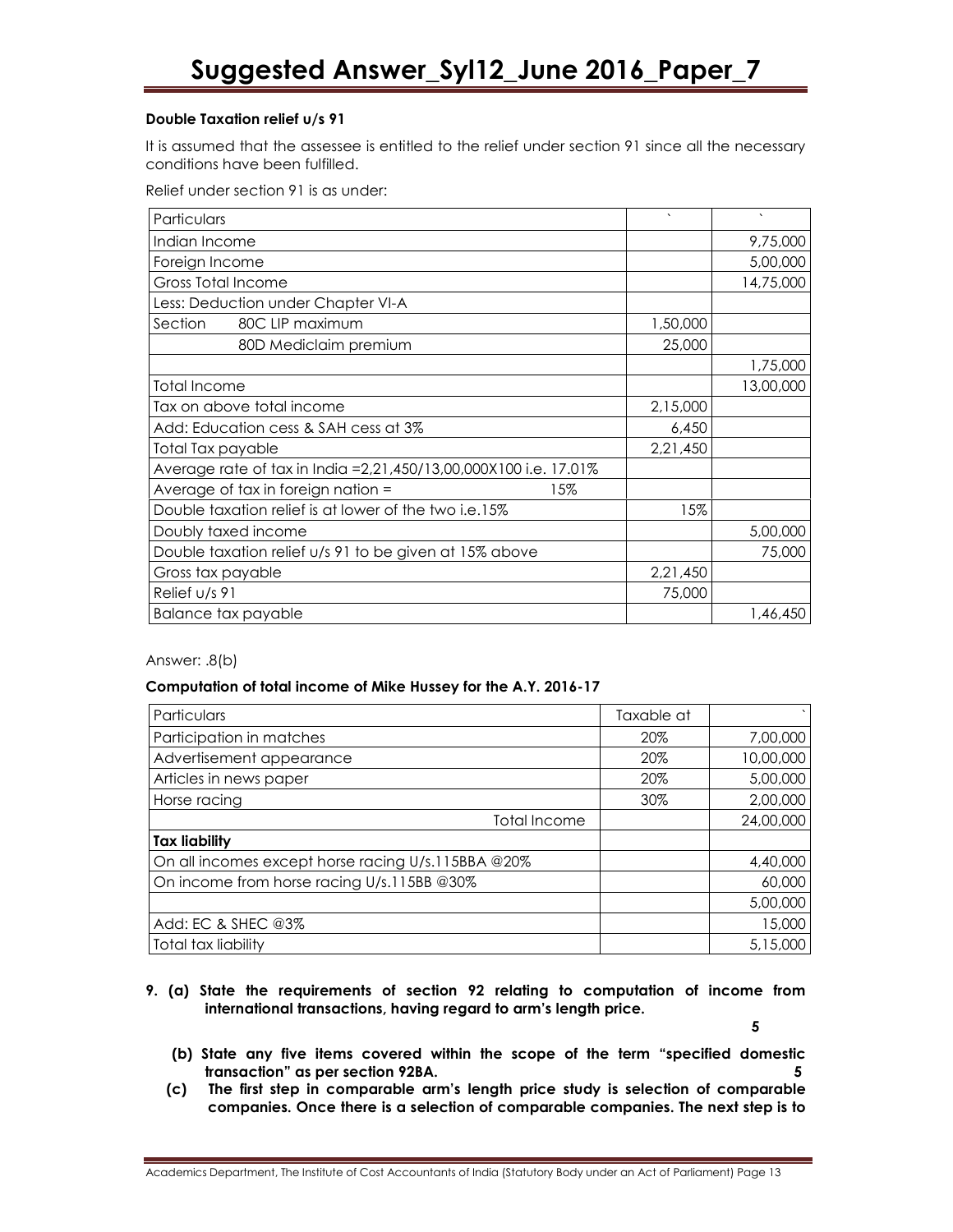**Double Taxation relief u/s 91**

It is assumed that the assessee is entitled to the relief under section 91 since all the necessary conditions have been fulfilled.

Relief under section 91 is as under:

| Particulars | ` | ` |
|---|---|---|
| Indian Income | | 9,75,000 |
| Foreign Income | | 5,00,000 |
| Gross Total Income | | 14,75,000 |
| Less: Deduction under Chapter VI-A | | |
| Section 80C LIP maximum | 1,50,000 | |
| 80D Mediclaim premium | 25,000 | |
| | | 1,75,000 |
| Total Income | | 13,00,000 |
| Tax on above total income | 2,15,000 | |
| Add: Education cess & SAH cess at 3% | 6,450 | |
| Total Tax payable | 2,21,450 | |
| Average rate of tax in India =2,21,450/13,00,000X100 i.e. 17.01% | | |
| Average of tax in foreign nation = 15% | | |
| Double taxation relief is at lower of the two i.e.15% | 15% | |
| Doubly taxed income | | 5,00,000 |
| Double taxation relief u/s 91 to be given at 15% above | | 75,000 |
| Gross tax payable | 2,21,450 | |
| Relief u/s 91 | 75,000 | |
| Balance tax payable | | 1,46,450 |

Answer: .8(b)

**Computation of total income of Mike Hussey for the A.Y. 2016-17**

| Particulars | Taxable at | ` |
|---|---|---|
| Participation in matches | 20% | 7,00,000 |
| Advertisement appearance | 20% | 10,00,000 |
| Articles in news paper | 20% | 5,00,000 |
| Horse racing | 30% | 2,00,000 |
| Total Income | | 24,00,000 |
| **Tax liability** | | |
| On all incomes except horse racing U/s.115BBA @20% | | 4,40,000 |
| On income from horse racing U/s.115BB @30% | | 60,000 |
| | | 5,00,000 |
| Add: EC & SHEC @3% | | 15,000 |
| Total tax liability | | 5,15,000 |

**9. (a) State the requirements of section 92 relating to computation of income from international transactions, having regard to arm's length price.** **5**

**(b) State any five items covered within the scope of the term "specified domestic transaction" as per section 92BA.** **5**

**(c) The first step in comparable arm's length price study is selection of comparable companies. Once there is a selection of comparable companies. The next step is to**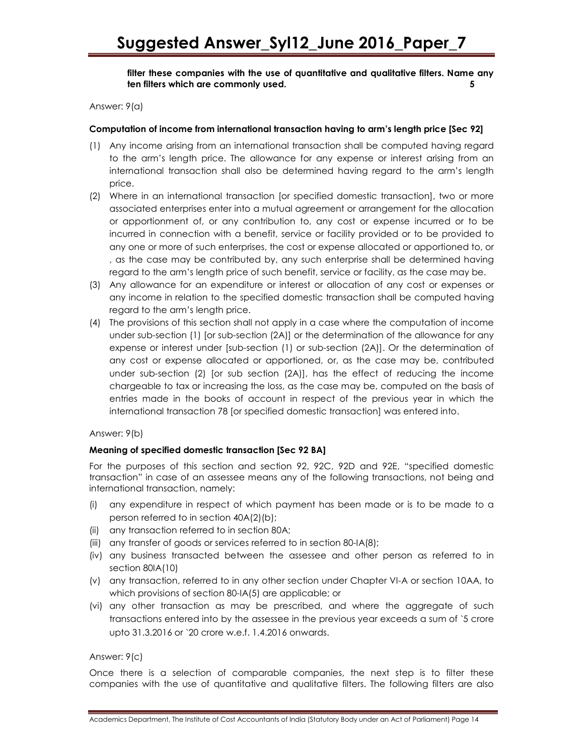**filter these companies with the use of quantitative and qualitative filters. Name any ten filters which are commonly used. 5**

Answer: 9(a)

**Computation of income from international transaction having to arm's length price [Sec 92]**

(1) Any income arising from an international transaction shall be computed having regard to the arm's length price. The allowance for any expense or interest arising from an international transaction shall also be determined having regard to the arm's length price.

(2) Where in an international transaction [or specified domestic transaction], two or more associated enterprises enter into a mutual agreement or arrangement for the allocation or apportionment of, or any contribution to, any cost or expense incurred or to be incurred in connection with a benefit, service or facility provided or to be provided to any one or more of such enterprises, the cost or expense allocated or apportioned to, or , as the case may be contributed by, any such enterprise shall be determined having regard to the arm's length price of such benefit, service or facility, as the case may be.

(3) Any allowance for an expenditure or interest or allocation of any cost or expenses or any income in relation to the specified domestic transaction shall be computed having regard to the arm's length price.

(4) The provisions of this section shall not apply in a case where the computation of income under sub-section (1) [or sub-section (2A)] or the determination of the allowance for any expense or interest under [sub-section (1) or sub-section (2A)]. Or the determination of any cost or expense allocated or apportioned, or, as the case may be, contributed under sub-section (2) [or sub section (2A)], has the effect of reducing the income chargeable to tax or increasing the loss, as the case may be, computed on the basis of entries made in the books of account in respect of the previous year in which the international transaction 78 [or specified domestic transaction] was entered into.

Answer: 9(b)

**Meaning of specified domestic transaction [Sec 92 BA]**

For the purposes of this section and section 92, 92C, 92D and 92E, "specified domestic transaction" in case of an assessee means any of the following transactions, not being and international transaction, namely:

(i) any expenditure in respect of which payment has been made or is to be made to a person referred to in section 40A(2)(b);

(ii) any transaction referred to in section 80A;

(iii) any transfer of goods or services referred to in section 80-IA(8);

(iv) any business transacted between the assessee and other person as referred to in section 80IA(10)

(v) any transaction, referred to in any other section under Chapter VI-A or section 10AA, to which provisions of section 80-IA(5) are applicable; or

(vi) any other transaction as may be prescribed, and where the aggregate of such transactions entered into by the assessee in the previous year exceeds a sum of `5 crore upto 31.3.2016 or `20 crore w.e.f. 1.4.2016 onwards.

Answer: 9(c)

Once there is a selection of comparable companies, the next step is to filter these companies with the use of quantitative and qualitative filters. The following filters are also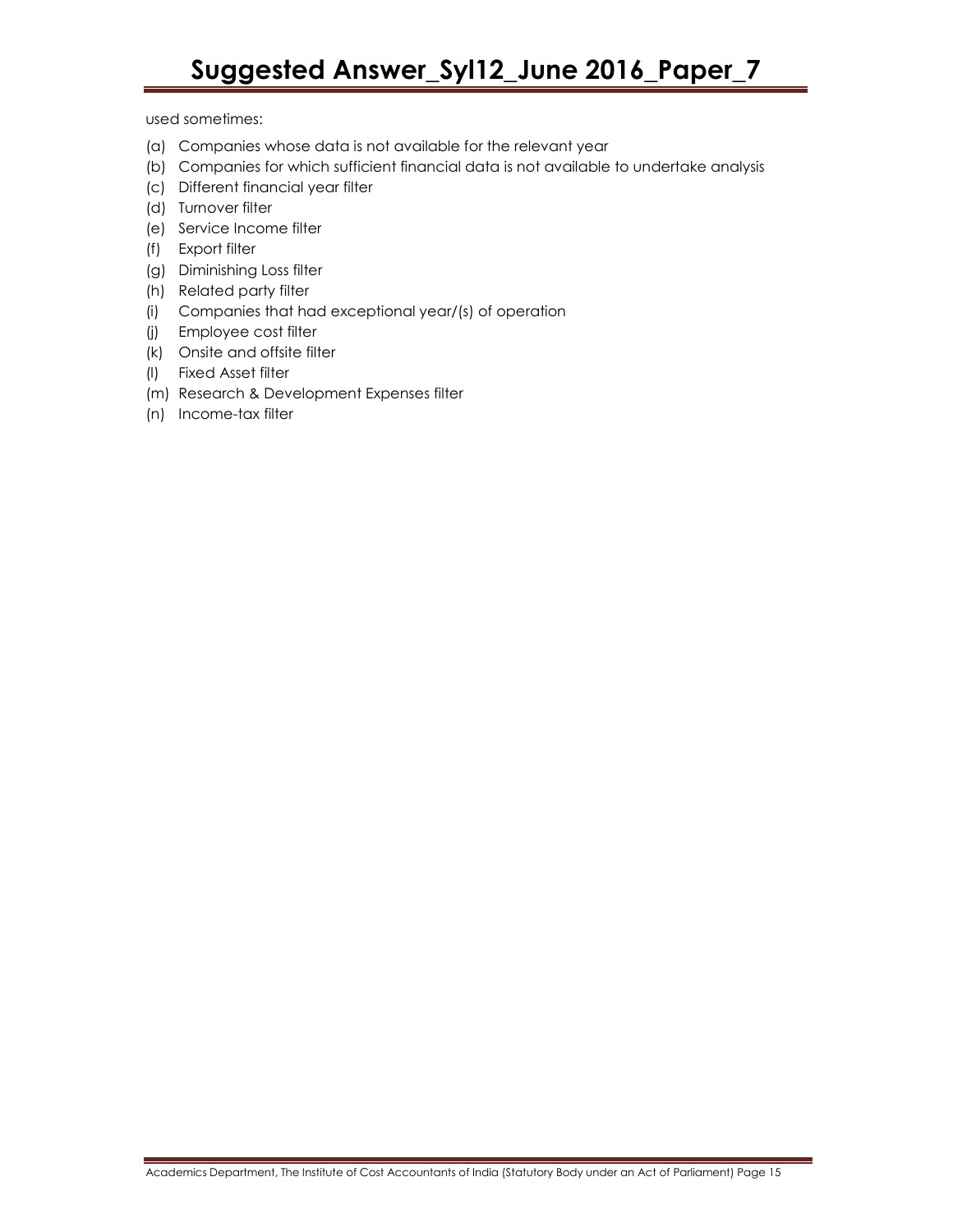used sometimes:

(a) Companies whose data is not available for the relevant year
(b) Companies for which sufficient financial data is not available to undertake analysis
(c) Different financial year filter
(d) Turnover filter
(e) Service Income filter
(f) Export filter
(g) Diminishing Loss filter
(h) Related party filter
(i) Companies that had exceptional year/(s) of operation
(j) Employee cost filter
(k) Onsite and offsite filter
(l) Fixed Asset filter
(m) Research & Development Expenses filter
(n) Income-tax filter